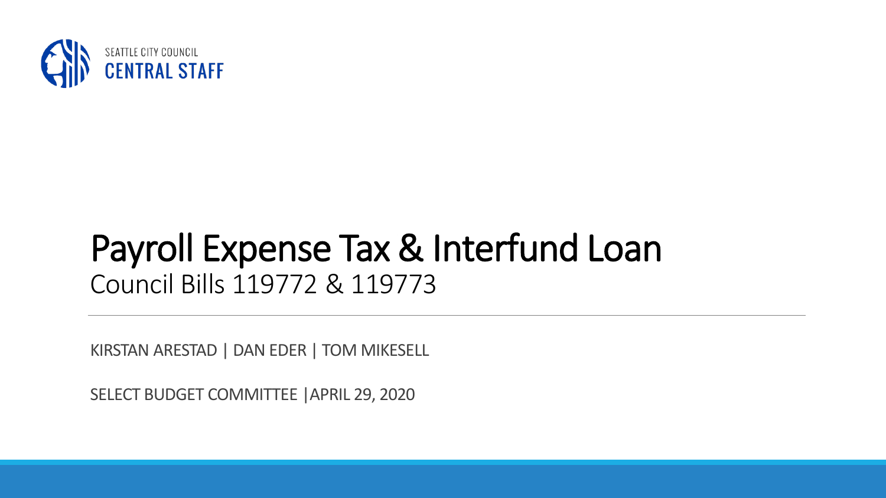SEATTLE CITY COUNCIL
CENTRAL STAFF

# Payroll Expense Tax & Interfund Loan

Council Bills 119772 & 119773

---

KIRSTAN ARESTAD | DAN EDER | TOM MIKESELL

SELECT BUDGET COMMITTEE |APRIL 29, 2020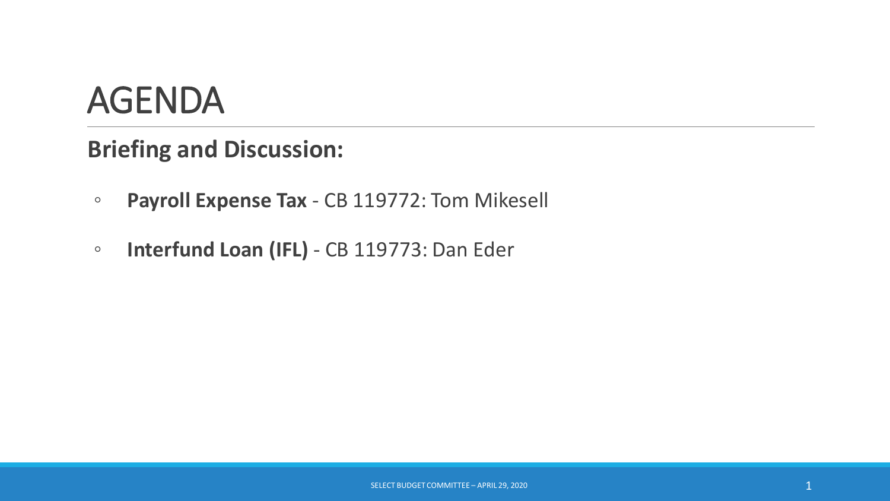# AGENDA

## Briefing and Discussion:

- **Payroll Expense Tax** - CB 119772: Tom Mikesell
- **Interfund Loan (IFL)** - CB 119773: Dan Eder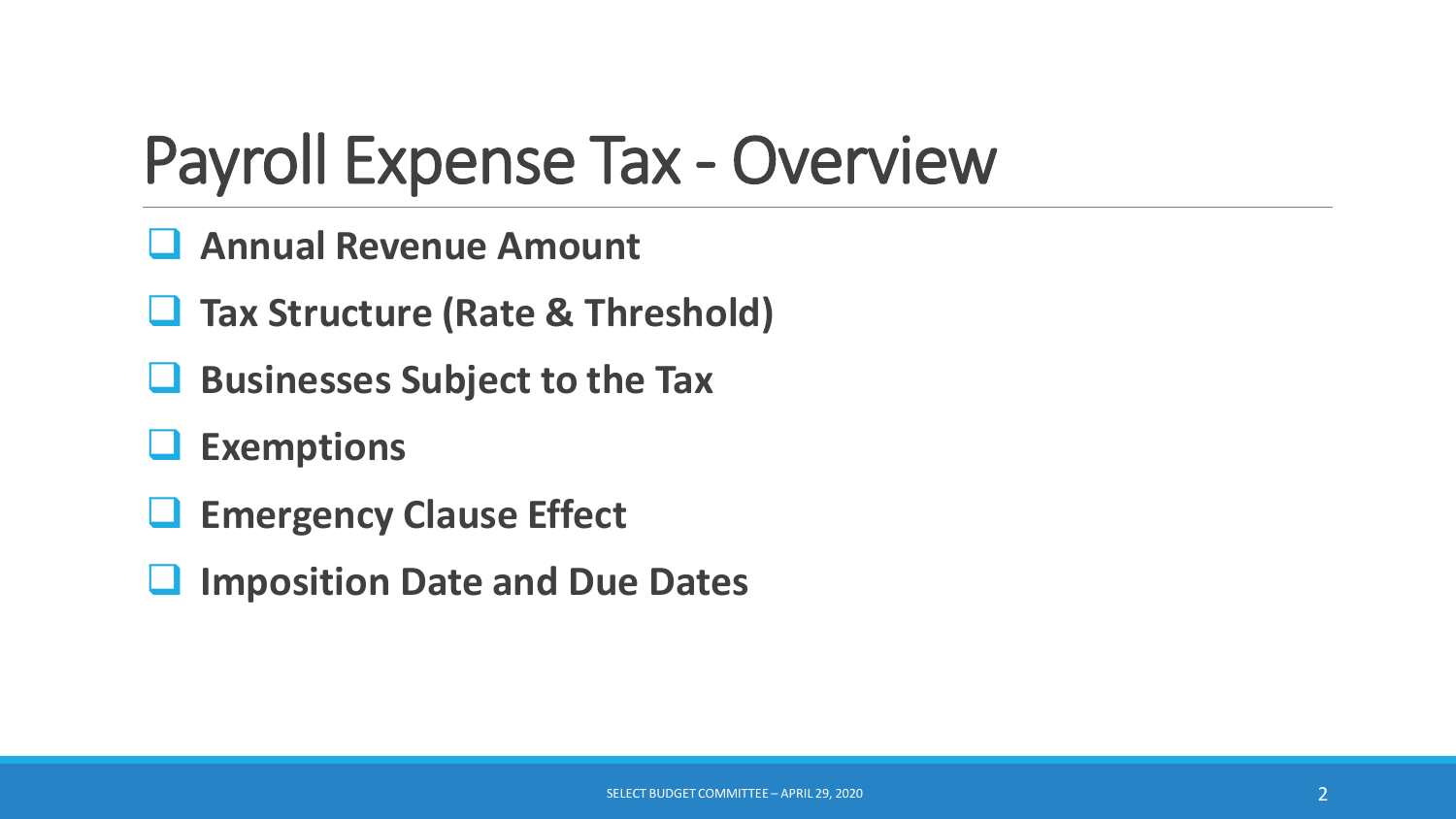# Payroll Expense Tax - Overview

- **Annual Revenue Amount**
- **Tax Structure (Rate & Threshold)**
- **Businesses Subject to the Tax**
- **Exemptions**
- **Emergency Clause Effect**
- **Imposition Date and Due Dates**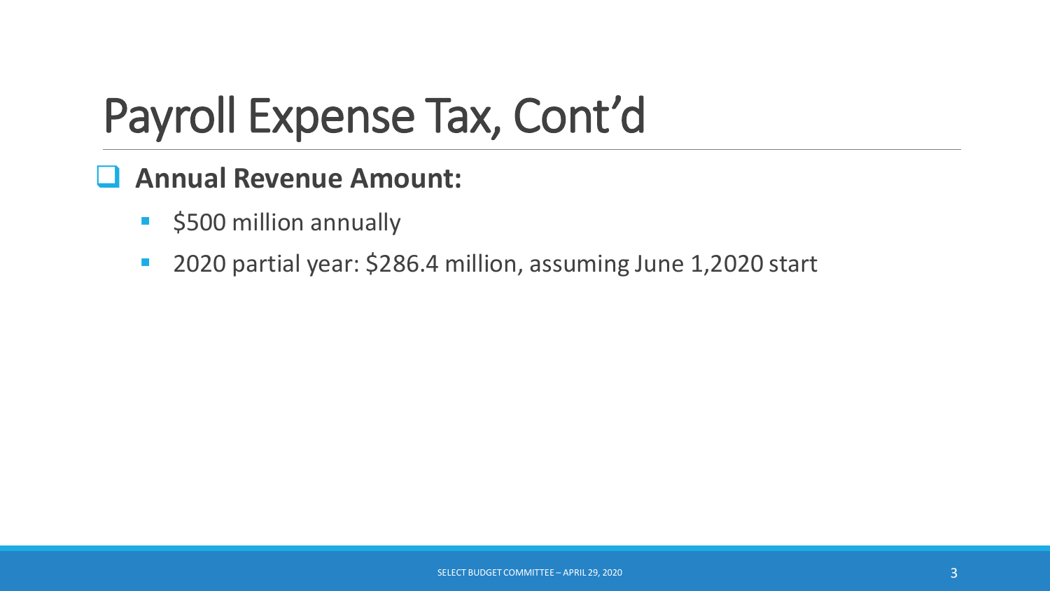# Payroll Expense Tax, Cont'd

- **Annual Revenue Amount:**
  - $500 million annually
  - 2020 partial year: $286.4 million, assuming June 1,2020 start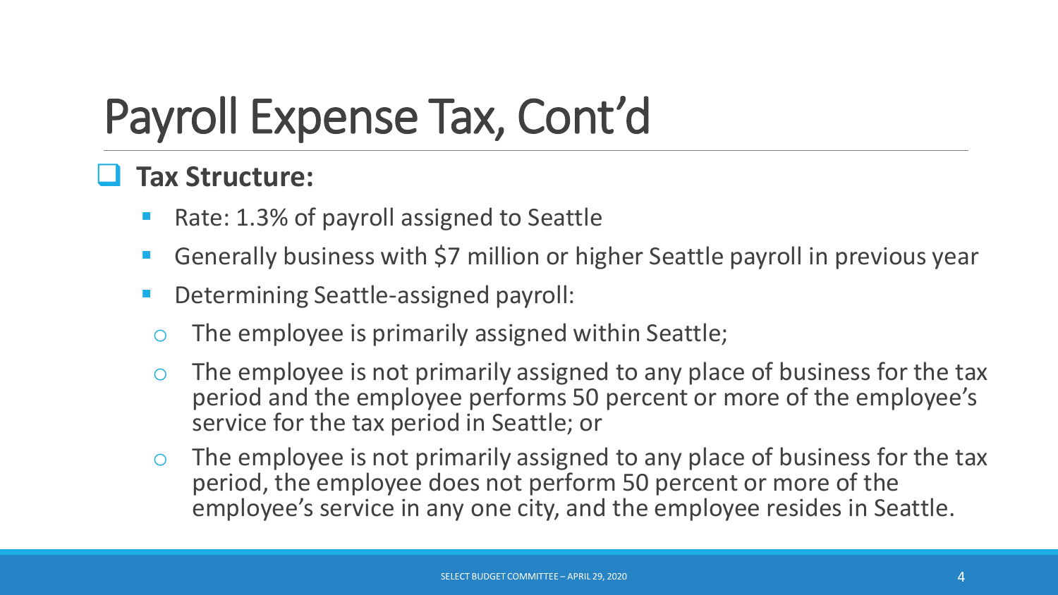# Payroll Expense Tax, Cont'd

- **Tax Structure:**
  - Rate: 1.3% of payroll assigned to Seattle
  - Generally business with $7 million or higher Seattle payroll in previous year
  - Determining Seattle-assigned payroll:
    - The employee is primarily assigned within Seattle;
    - The employee is not primarily assigned to any place of business for the tax period and the employee performs 50 percent or more of the employee's service for the tax period in Seattle; or
    - The employee is not primarily assigned to any place of business for the tax period, the employee does not perform 50 percent or more of the employee's service in any one city, and the employee resides in Seattle.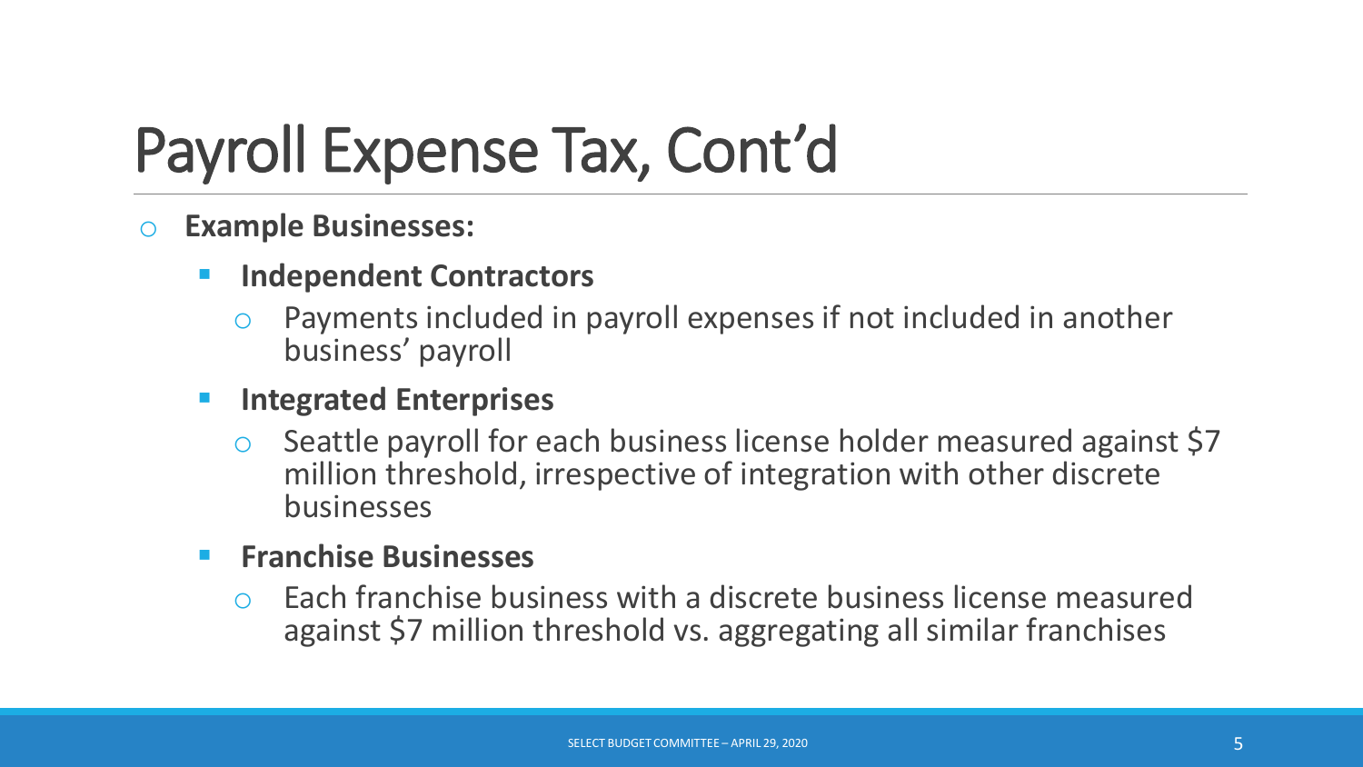# Payroll Expense Tax, Cont'd

- **Example Businesses:**
  - **Independent Contractors**
    - Payments included in payroll expenses if not included in another business' payroll
  - **Integrated Enterprises**
    - Seattle payroll for each business license holder measured against $7 million threshold, irrespective of integration with other discrete businesses
  - **Franchise Businesses**
    - Each franchise business with a discrete business license measured against $7 million threshold vs. aggregating all similar franchises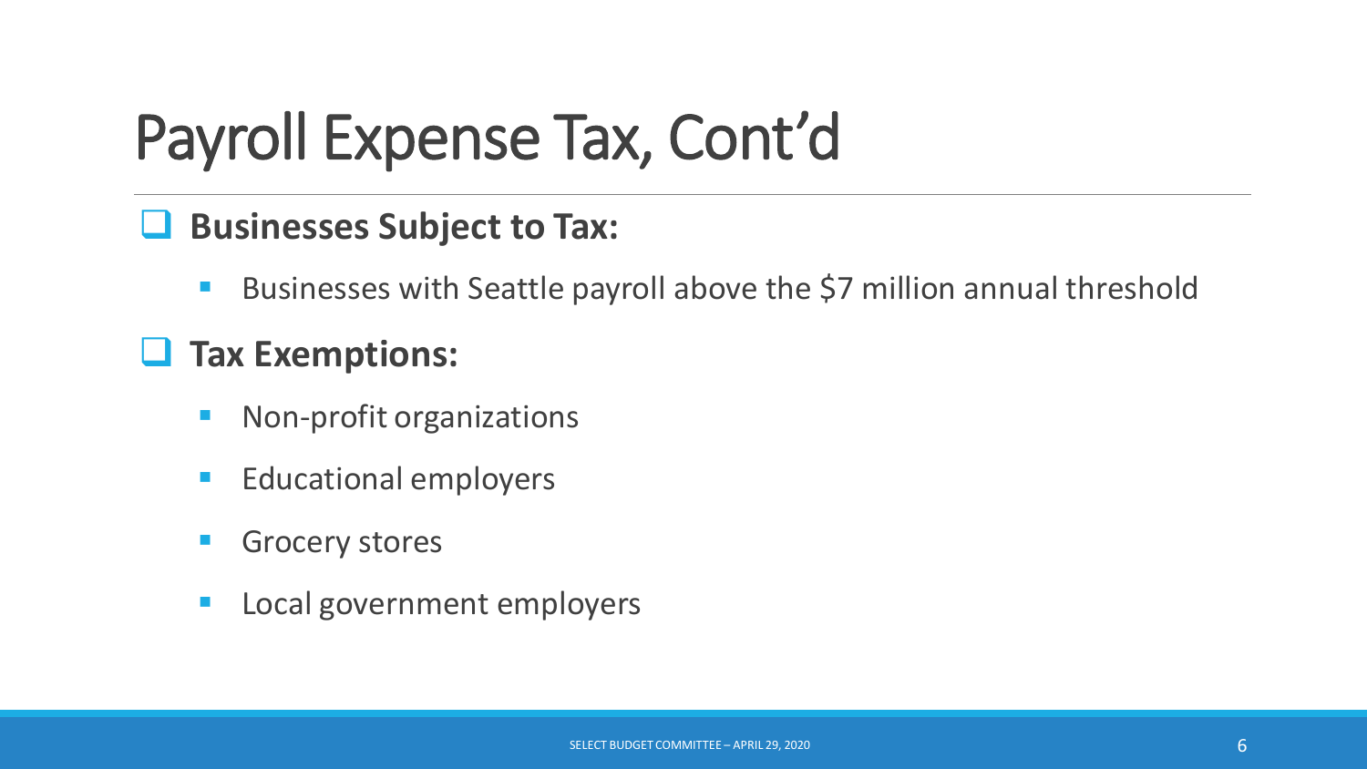# Payroll Expense Tax, Cont'd

- **Businesses Subject to Tax:**
  - Businesses with Seattle payroll above the $7 million annual threshold
- **Tax Exemptions:**
  - Non-profit organizations
  - Educational employers
  - Grocery stores
  - Local government employers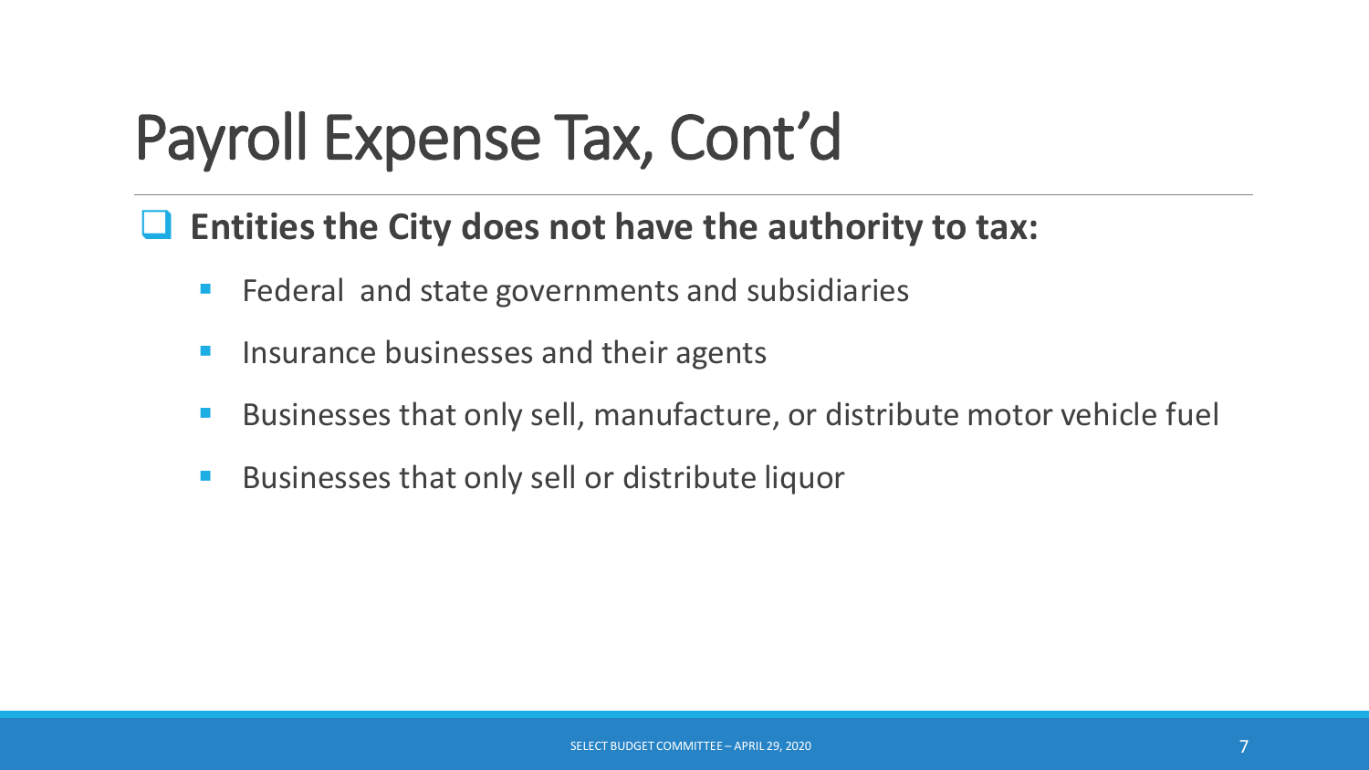# Payroll Expense Tax, Cont'd

- **Entities the City does not have the authority to tax:**
  - Federal and state governments and subsidiaries
  - Insurance businesses and their agents
  - Businesses that only sell, manufacture, or distribute motor vehicle fuel
  - Businesses that only sell or distribute liquor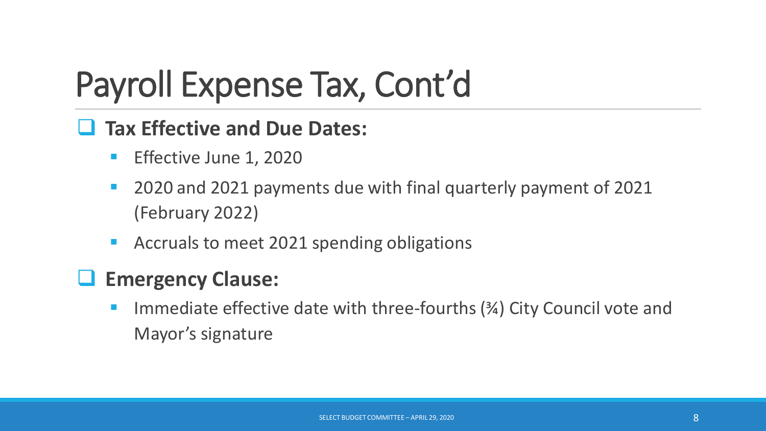# Payroll Expense Tax, Cont'd

- **Tax Effective and Due Dates:**
  - Effective June 1, 2020
  - 2020 and 2021 payments due with final quarterly payment of 2021 (February 2022)
  - Accruals to meet 2021 spending obligations
- **Emergency Clause:**
  - Immediate effective date with three-fourths (¾) City Council vote and Mayor's signature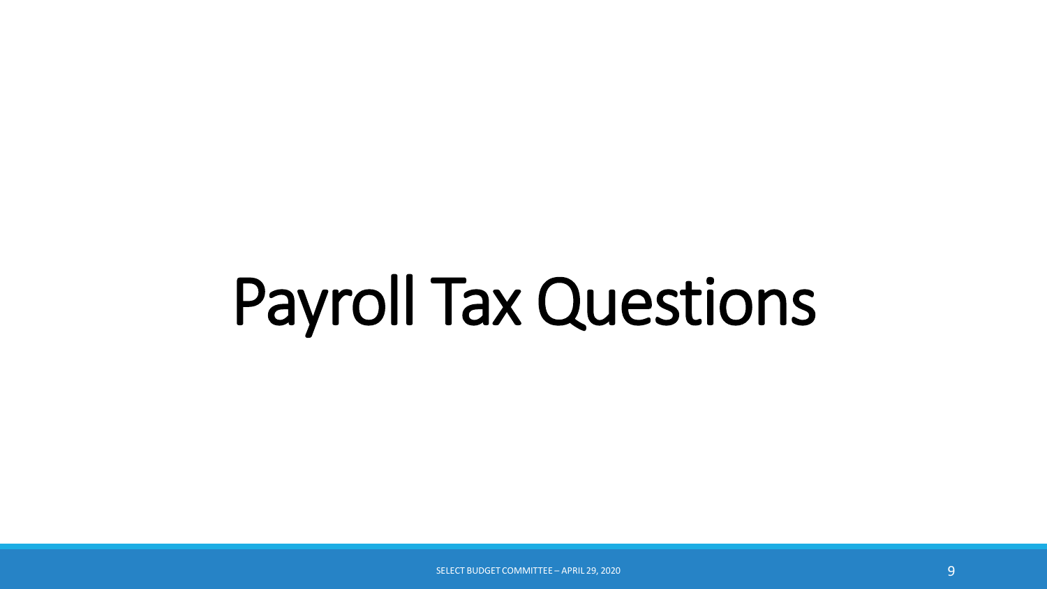# Payroll Tax Questions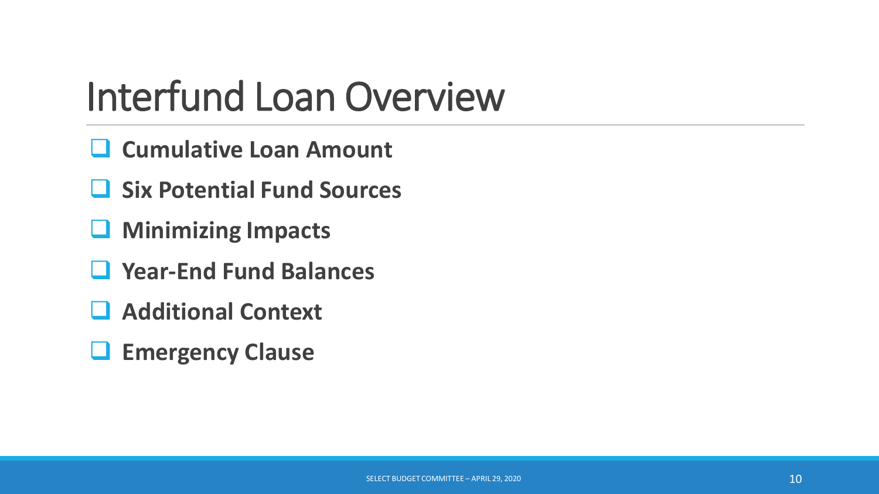# Interfund Loan Overview

- **Cumulative Loan Amount**
- **Six Potential Fund Sources**
- **Minimizing Impacts**
- **Year-End Fund Balances**
- **Additional Context**
- **Emergency Clause**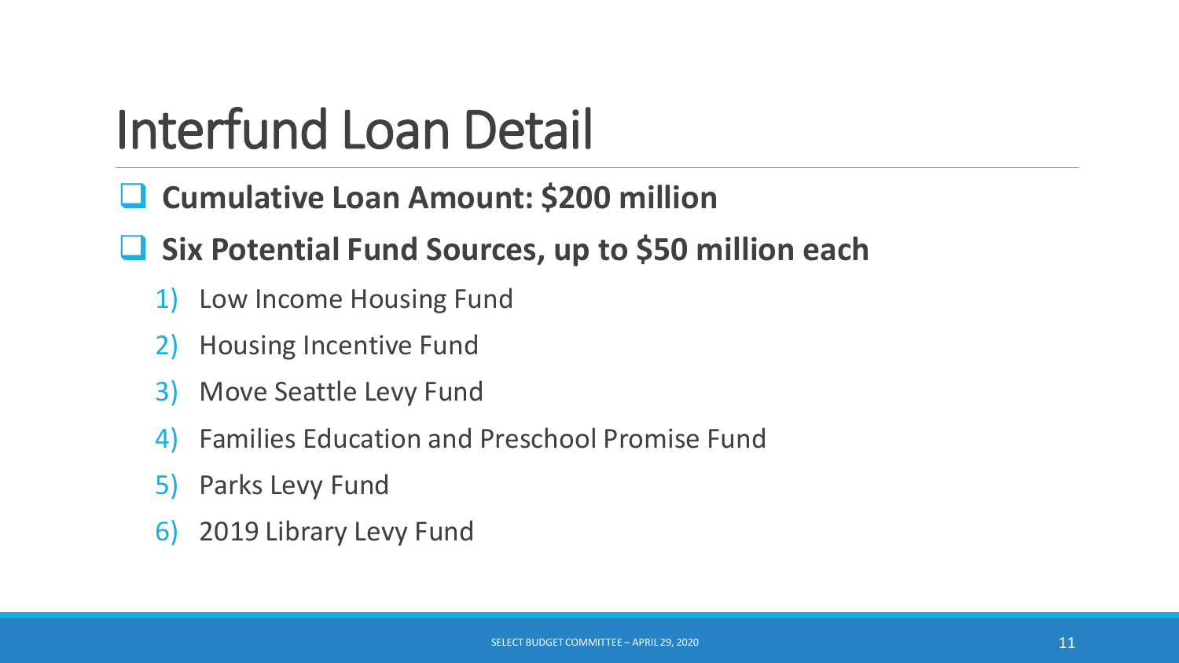# Interfund Loan Detail

- **Cumulative Loan Amount: $200 million**
- **Six Potential Fund Sources, up to $50 million each**
  1) Low Income Housing Fund
  2) Housing Incentive Fund
  3) Move Seattle Levy Fund
  4) Families Education and Preschool Promise Fund
  5) Parks Levy Fund
  6) 2019 Library Levy Fund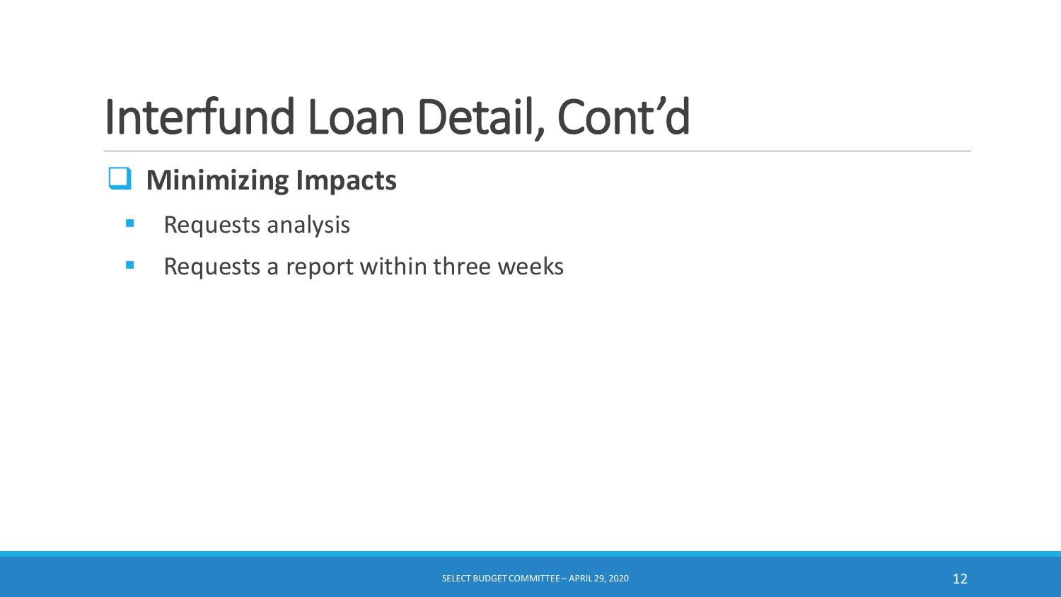# Interfund Loan Detail, Cont'd

## Minimizing Impacts

- Requests analysis
- Requests a report within three weeks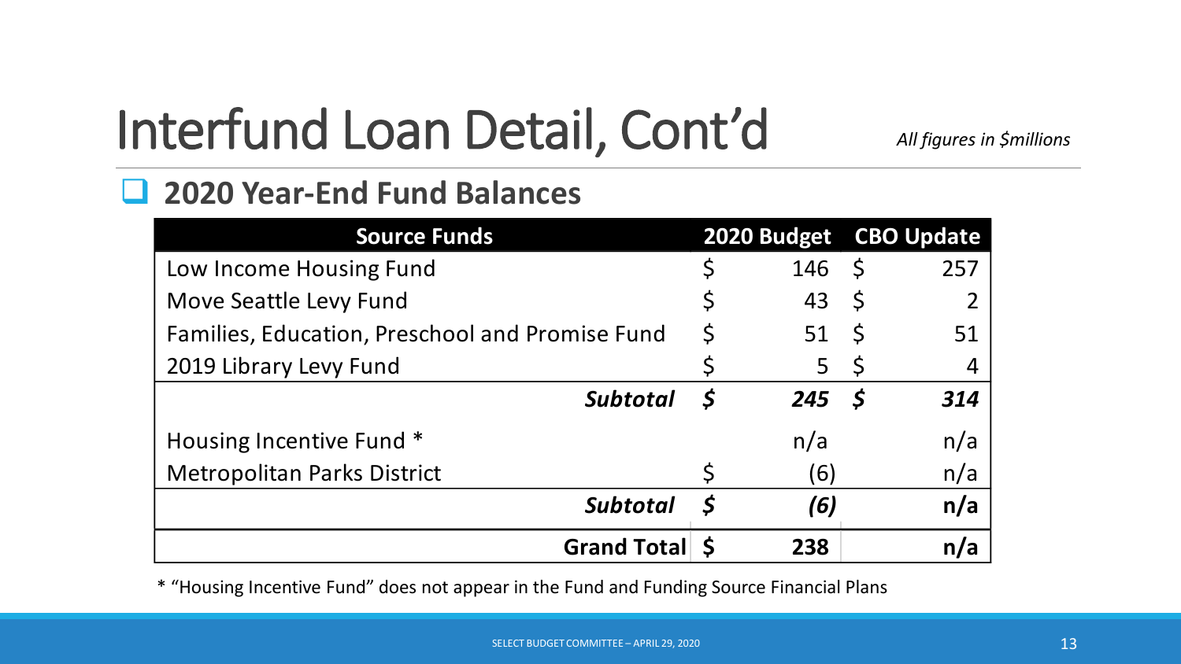# Interfund Loan Detail, Cont'd

*All figures in $millions*

## 2020 Year-End Fund Balances

| Source Funds | 2020 Budget | CBO Update |
|---|---|---|
| Low Income Housing Fund | $ 146 | $ 257 |
| Move Seattle Levy Fund | $ 43 | $ 2 |
| Families, Education, Preschool and Promise Fund | $ 51 | $ 51 |
| 2019 Library Levy Fund | $ 5 | $ 4 |
| ***Subtotal*** | ***$ 245*** | ***$ 314*** |
| Housing Incentive Fund * | n/a | n/a |
| Metropolitan Parks District | $ (6) | n/a |
| ***Subtotal*** | ***$ (6)*** | **n/a** |
| **Grand Total** | **$ 238** | **n/a** |

* "Housing Incentive Fund" does not appear in the Fund and Funding Source Financial Plans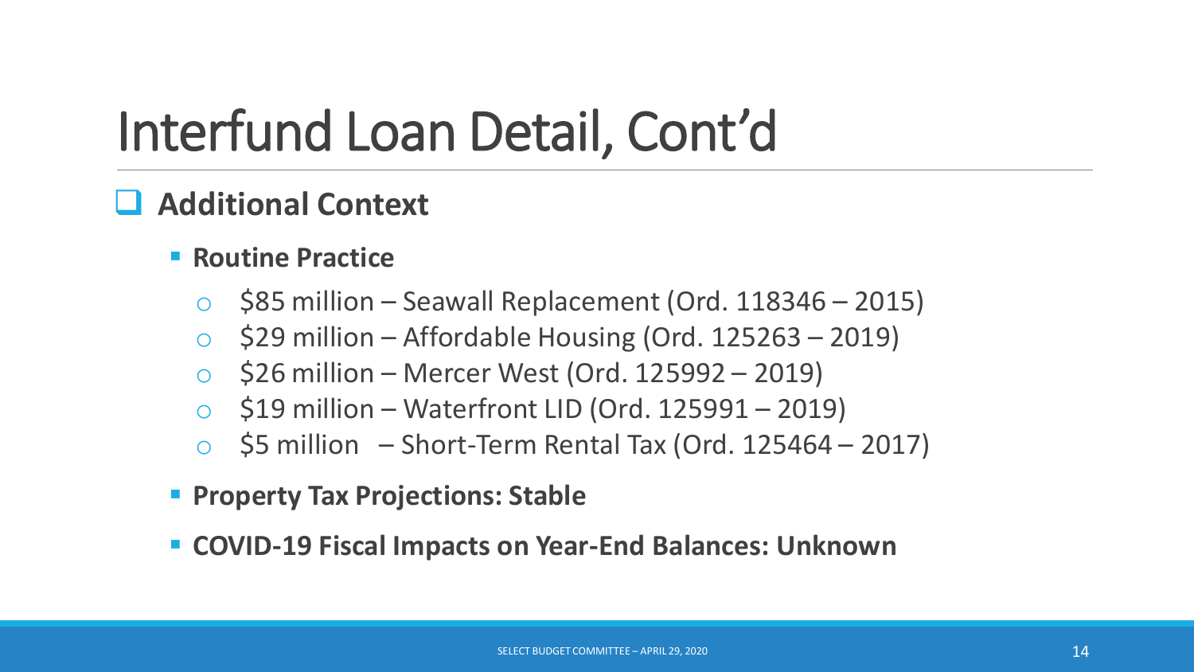# Interfund Loan Detail, Cont'd

## Additional Context

- **Routine Practice**
  - $85 million – Seawall Replacement (Ord. 118346 – 2015)
  - $29 million – Affordable Housing (Ord. 125263 – 2019)
  - $26 million – Mercer West (Ord. 125992 – 2019)
  - $19 million – Waterfront LID (Ord. 125991 – 2019)
  - $5 million – Short-Term Rental Tax (Ord. 125464 – 2017)
- **Property Tax Projections: Stable**
- **COVID-19 Fiscal Impacts on Year-End Balances: Unknown**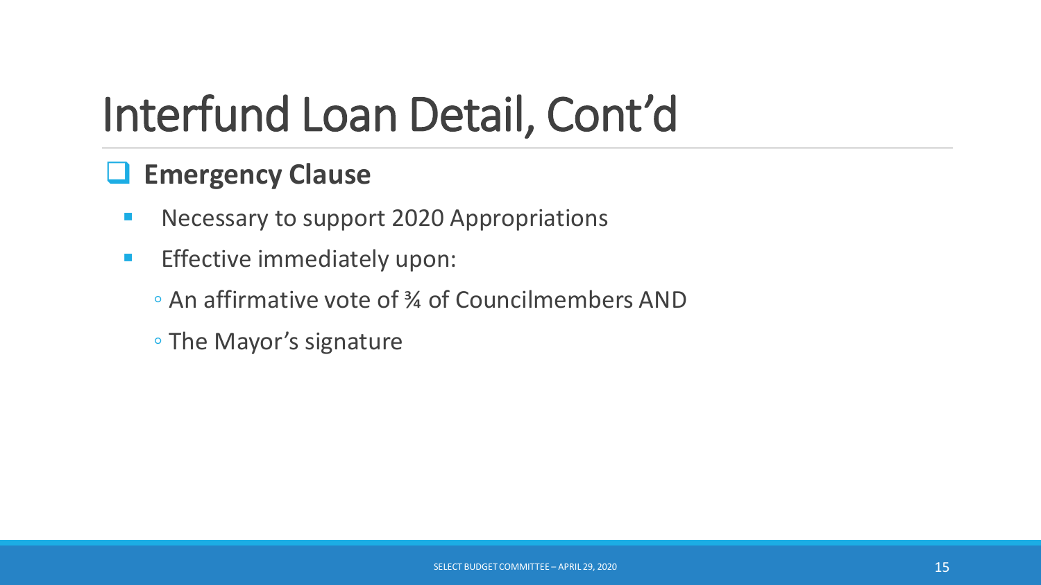# Interfund Loan Detail, Cont'd

- **Emergency Clause**
  - Necessary to support 2020 Appropriations
  - Effective immediately upon:
    - An affirmative vote of ¾ of Councilmembers AND
    - The Mayor's signature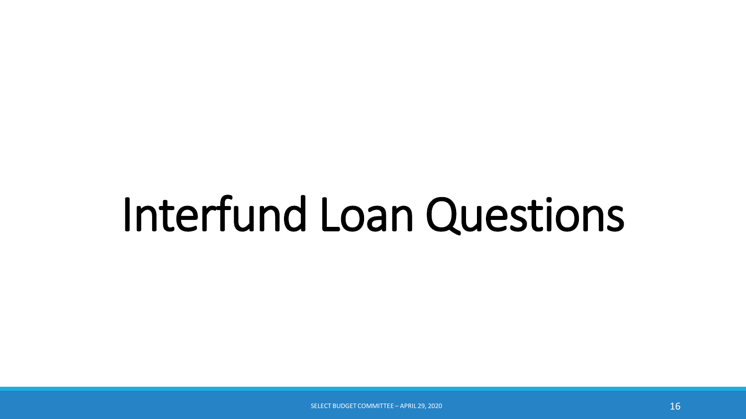# Interfund Loan Questions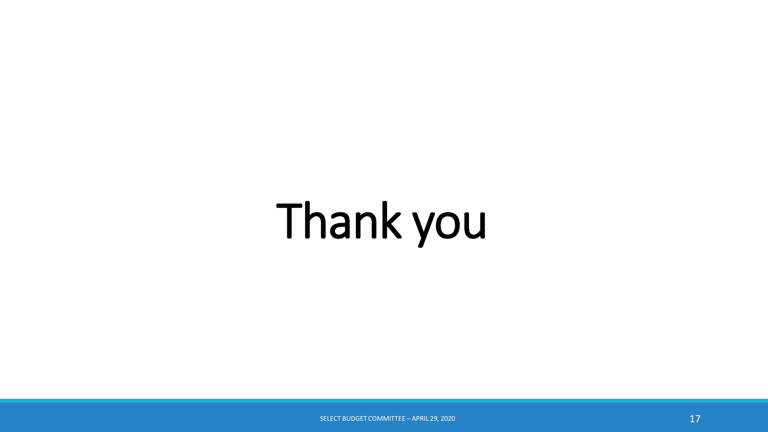# Thank you